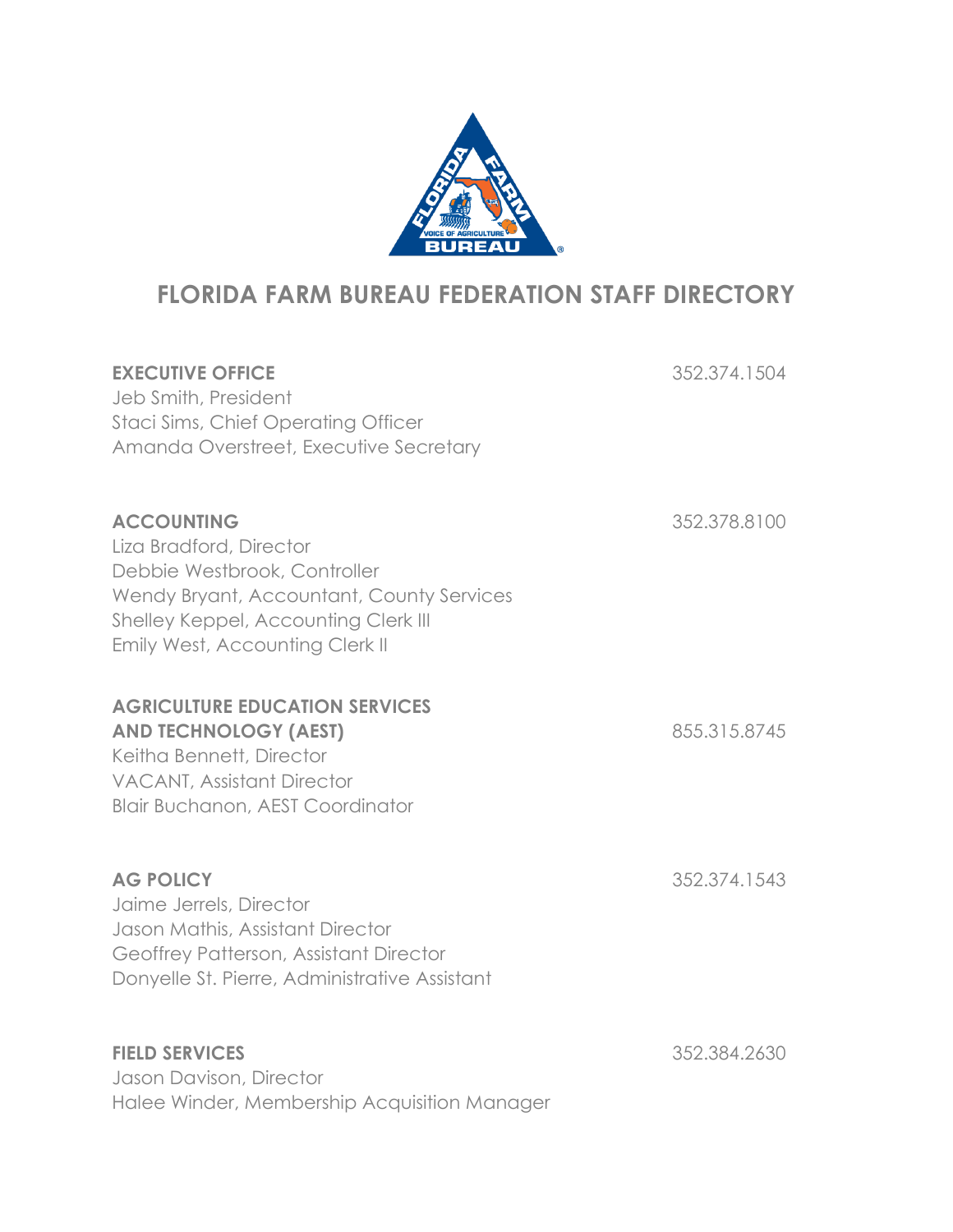# FLORIDA FARM BUREAU FEDERATION STAFF DIRECTORY

**EXECUTIVE OFFICE** 352.374.1504

Jeb Smith, President
Staci Sims, Chief Operating Officer
Amanda Overstreet, Executive Secretary

**ACCOUNTING** 352.378.8100

Liza Bradford, Director
Debbie Westbrook, Controller
Wendy Bryant, Accountant, County Services
Shelley Keppel, Accounting Clerk III
Emily West, Accounting Clerk II

**AGRICULTURE EDUCATION SERVICES AND TECHNOLOGY (AEST)** 855.315.8745

Keitha Bennett, Director
VACANT, Assistant Director
Blair Buchanon, AEST Coordinator

**AG POLICY** 352.374.1543

Jaime Jerrels, Director
Jason Mathis, Assistant Director
Geoffrey Patterson, Assistant Director
Donyelle St. Pierre, Administrative Assistant

**FIELD SERVICES** 352.384.2630

Jason Davison, Director
Halee Winder, Membership Acquisition Manager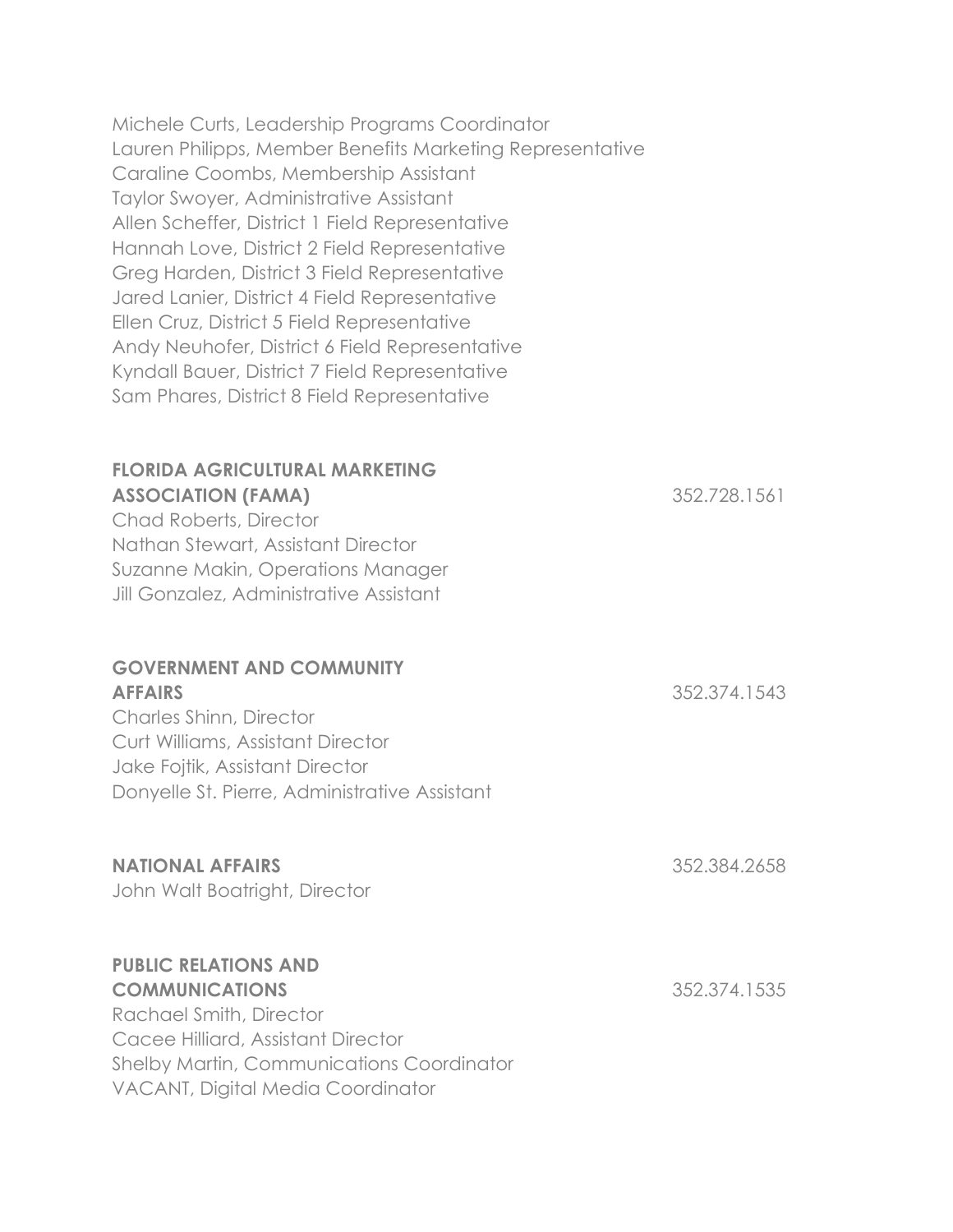Michele Curts, Leadership Programs Coordinator
Lauren Philipps, Member Benefits Marketing Representative
Caraline Coombs, Membership Assistant
Taylor Swoyer, Administrative Assistant
Allen Scheffer, District 1 Field Representative
Hannah Love, District 2 Field Representative
Greg Harden, District 3 Field Representative
Jared Lanier, District 4 Field Representative
Ellen Cruz, District 5 Field Representative
Andy Neuhofer, District 6 Field Representative
Kyndall Bauer, District 7 Field Representative
Sam Phares, District 8 Field Representative

**FLORIDA AGRICULTURAL MARKETING ASSOCIATION (FAMA)** 352.728.1561

Chad Roberts, Director
Nathan Stewart, Assistant Director
Suzanne Makin, Operations Manager
Jill Gonzalez, Administrative Assistant

**GOVERNMENT AND COMMUNITY AFFAIRS** 352.374.1543

Charles Shinn, Director
Curt Williams, Assistant Director
Jake Fojtik, Assistant Director
Donyelle St. Pierre, Administrative Assistant

**NATIONAL AFFAIRS** 352.384.2658

John Walt Boatright, Director

**PUBLIC RELATIONS AND COMMUNICATIONS** 352.374.1535

Rachael Smith, Director
Cacee Hilliard, Assistant Director
Shelby Martin, Communications Coordinator
VACANT, Digital Media Coordinator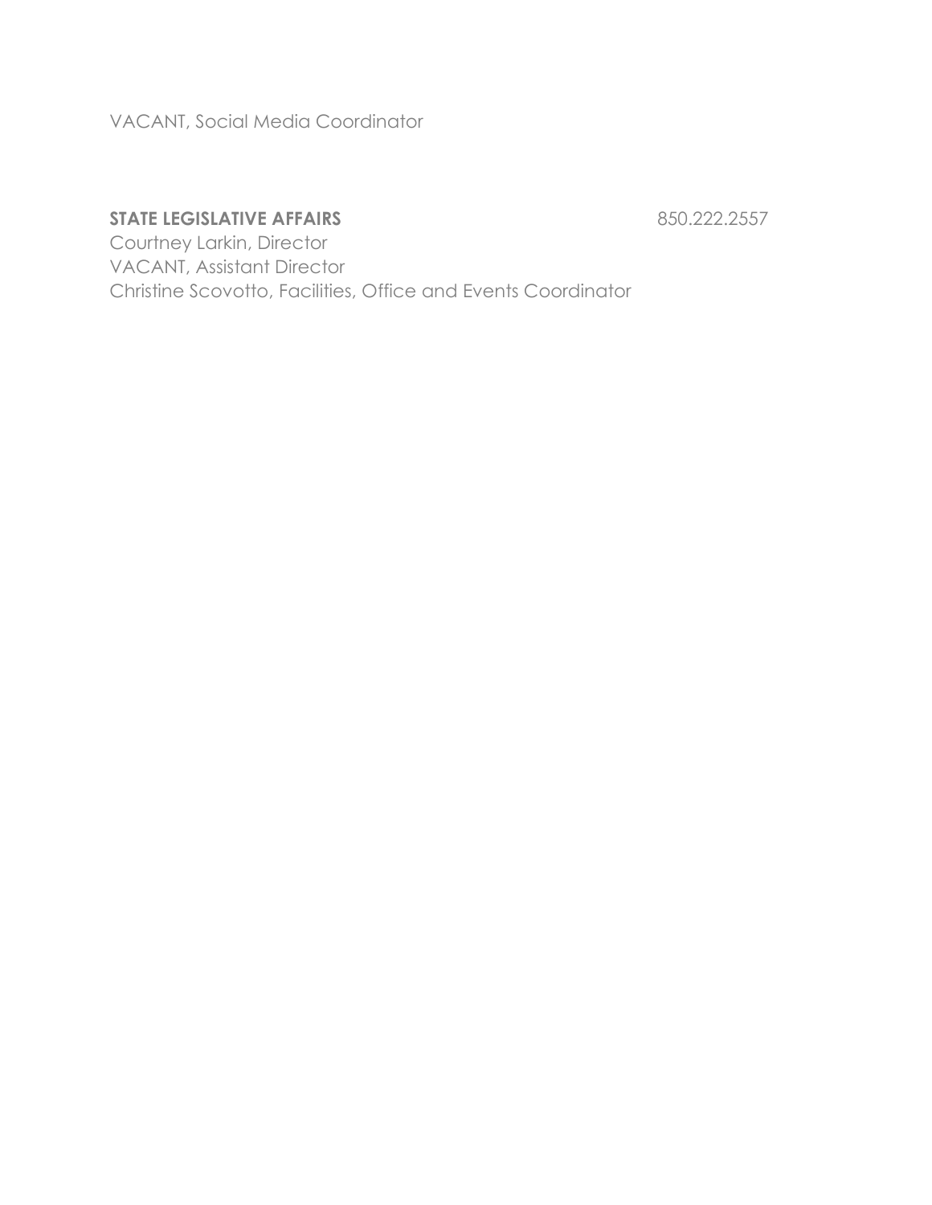VACANT, Social Media Coordinator

**STATE LEGISLATIVE AFFAIRS** 850.222.2557

Courtney Larkin, Director
VACANT, Assistant Director
Christine Scovotto, Facilities, Office and Events Coordinator